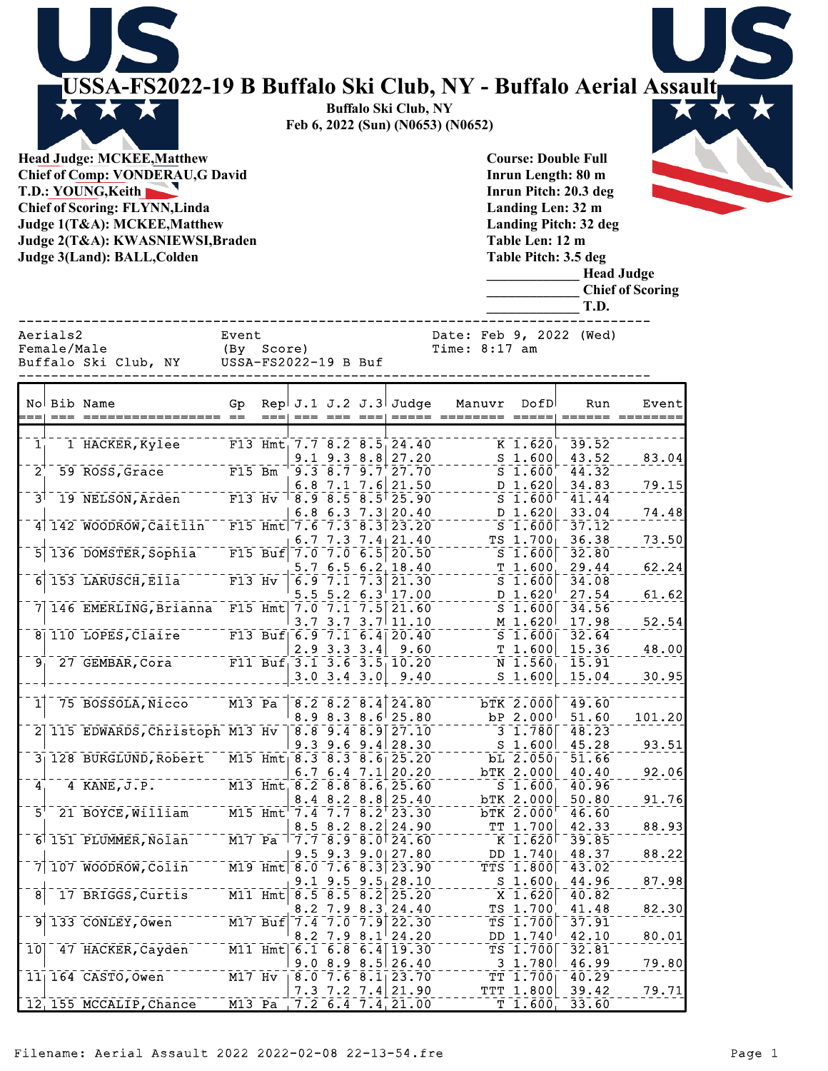# USSA-FS2022-19 B Buffalo Ski Club, NY - Buffalo Aerial Assault

**Buffalo Ski Club, NY**
**Feb 6, 2022 (Sun) (N0653) (N0652)**

**Head Judge: MCKEE,Matthew**
**Chief of Comp: VONDERAU,G David**
**T.D.: YOUNG,Keith**
**Chief of Scoring: FLYNN,Linda**
**Judge 1(T&A): MCKEE,Matthew**
**Judge 2(T&A): KWASNIEWSI,Braden**
**Judge 3(Land): BALL,Colden**

**Course: Double Full**
**Inrun Length: 80 m**
**Inrun Pitch: 20.3 deg**
**Landing Len: 32 m**
**Landing Pitch: 32 deg**
**Table Len: 12 m**
**Table Pitch: 3.5 deg**
_____________ **Head Judge**
_____________ **Chief of Scoring**
_____________ **T.D.**

```
Aerials2                  Event                   Date: Feb 9, 2022 (Wed)
Female/Male               (By  Score)             Time: 8:17 am
Buffalo Ski Club, NY      USSA-FS2022-19 B Buf
```

| No | Bib | Name | Gp | Rep | J.1 | J.2 | J.3 | Judge | Manuvr | DofD | Run | Event |
|---|---|---|---|---|---|---|---|---|---|---|---|---|
| 1 | 1 | HACKER,Kylee | F13 | Hmt | 7.7 | 8.2 | 8.5 | 24.40 | K | 1.620 | 39.52 | |
| | | | | | 9.1 | 9.3 | 8.8 | 27.20 | S | 1.600 | 43.52 | 83.04 |
| 2 | 59 | ROSS,Grace | F15 | Bm | 9.3 | 8.7 | 9.7 | 27.70 | S | 1.600 | 44.32 | |
| | | | | | 6.8 | 7.1 | 7.6 | 21.50 | D | 1.620 | 34.83 | 79.15 |
| 3 | 19 | NELSON,Arden | F13 | Hv | 8.9 | 8.5 | 8.5 | 25.90 | S | 1.600 | 41.44 | |
| | | | | | 6.8 | 6.3 | 7.3 | 20.40 | D | 1.620 | 33.04 | 74.48 |
| 4 | 142 | WOODROW,Caitlin | F15 | Hmt | 7.6 | 7.3 | 8.3 | 23.20 | S | 1.600 | 37.12 | |
| | | | | | 6.7 | 7.3 | 7.4 | 21.40 | TS | 1.700 | 36.38 | 73.50 |
| 5 | 136 | DOMSTER,Sophia | F15 | Buf | 7.0 | 7.0 | 6.5 | 20.50 | S | 1.600 | 32.80 | |
| | | | | | 5.7 | 6.5 | 6.2 | 18.40 | T | 1.600 | 29.44 | 62.24 |
| 6 | 153 | LARUSCH,Ella | F13 | Hv | 6.9 | 7.1 | 7.3 | 21.30 | S | 1.600 | 34.08 | |
| | | | | | 5.5 | 5.2 | 6.3 | 17.00 | D | 1.620 | 27.54 | 61.62 |
| 7 | 146 | EMERLING,Brianna | F15 | Hmt | 7.0 | 7.1 | 7.5 | 21.60 | S | 1.600 | 34.56 | |
| | | | | | 3.7 | 3.7 | 3.7 | 11.10 | M | 1.620 | 17.98 | 52.54 |
| 8 | 110 | LOPES,Claire | F13 | Buf | 6.9 | 7.1 | 6.4 | 20.40 | S | 1.600 | 32.64 | |
| | | | | | 2.9 | 3.3 | 3.4 | 9.60 | T | 1.600 | 15.36 | 48.00 |
| 9 | 27 | GEMBAR,Cora | F11 | Buf | 3.1 | 3.6 | 3.5 | 10.20 | N | 1.560 | 15.91 | |
| | | | | | 3.0 | 3.4 | 3.0 | 9.40 | S | 1.600 | 15.04 | 30.95 |
| 1 | 75 | BOSSOLA,Nicco | M13 | Pa | 8.2 | 8.2 | 8.4 | 24.80 | bTK | 2.000 | 49.60 | |
| | | | | | 8.9 | 8.3 | 8.6 | 25.80 | bP | 2.000 | 51.60 | 101.20 |
| 2 | 115 | EDWARDS,Christoph | M13 | Hv | 8.8 | 9.4 | 8.9 | 27.10 | 3 | 1.780 | 48.23 | |
| | | | | | 9.3 | 9.6 | 9.4 | 28.30 | S | 1.600 | 45.28 | 93.51 |
| 3 | 128 | BURGLUND,Robert | M15 | Hmt | 8.3 | 8.3 | 8.6 | 25.20 | bL | 2.050 | 51.66 | |
| | | | | | 6.7 | 6.4 | 7.1 | 20.20 | bTK | 2.000 | 40.40 | 92.06 |
| 4 | 4 | KANE,J.P. | M13 | Hmt | 8.2 | 8.8 | 8.6 | 25.60 | S | 1.600 | 40.96 | |
| | | | | | 8.4 | 8.2 | 8.8 | 25.40 | bTK | 2.000 | 50.80 | 91.76 |
| 5 | 21 | BOYCE,William | M15 | Hmt | 7.4 | 7.7 | 8.2 | 23.30 | bTK | 2.000 | 46.60 | |
| | | | | | 8.5 | 8.2 | 8.2 | 24.90 | TT | 1.700 | 42.33 | 88.93 |
| 6 | 151 | PLUMMER,Nolan | M17 | Pa | 7.7 | 8.9 | 8.0 | 24.60 | K | 1.620 | 39.85 | |
| | | | | | 9.5 | 9.3 | 9.0 | 27.80 | DD | 1.740 | 48.37 | 88.22 |
| 7 | 107 | WOODROW,Colin | M19 | Hmt | 8.0 | 7.6 | 8.3 | 23.90 | TTS | 1.800 | 43.02 | |
| | | | | | 9.1 | 9.5 | 9.5 | 28.10 | S | 1.600 | 44.96 | 87.98 |
| 8 | 17 | BRIGGS,Curtis | M11 | Hmt | 8.5 | 8.5 | 8.2 | 25.20 | X | 1.620 | 40.82 | |
| | | | | | 8.2 | 7.9 | 8.3 | 24.40 | TS | 1.700 | 41.48 | 82.30 |
| 9 | 133 | CONLEY,Owen | M17 | Buf | 7.4 | 7.0 | 7.9 | 22.30 | TS | 1.700 | 37.91 | |
| | | | | | 8.2 | 7.9 | 8.1 | 24.20 | DD | 1.740 | 42.10 | 80.01 |
| 10 | 47 | HACKER,Cayden | M11 | Hmt | 6.1 | 6.8 | 6.4 | 19.30 | TS | 1.700 | 32.81 | |
| | | | | | 9.0 | 8.9 | 8.5 | 26.40 | 3 | 1.780 | 46.99 | 79.80 |
| 11 | 164 | CASTO,Owen | M17 | Hv | 8.0 | 7.6 | 8.1 | 23.70 | TT | 1.700 | 40.29 | |
| | | | | | 7.3 | 7.2 | 7.4 | 21.90 | TTT | 1.800 | 39.42 | 79.71 |
| 12 | 155 | MCCALIP,Chance | M13 | Pa | 7.2 | 6.4 | 7.4 | 21.00 | T | 1.600 | 33.60 | |

Filename: Aerial Assault 2022 2022-02-08 22-13-54.fre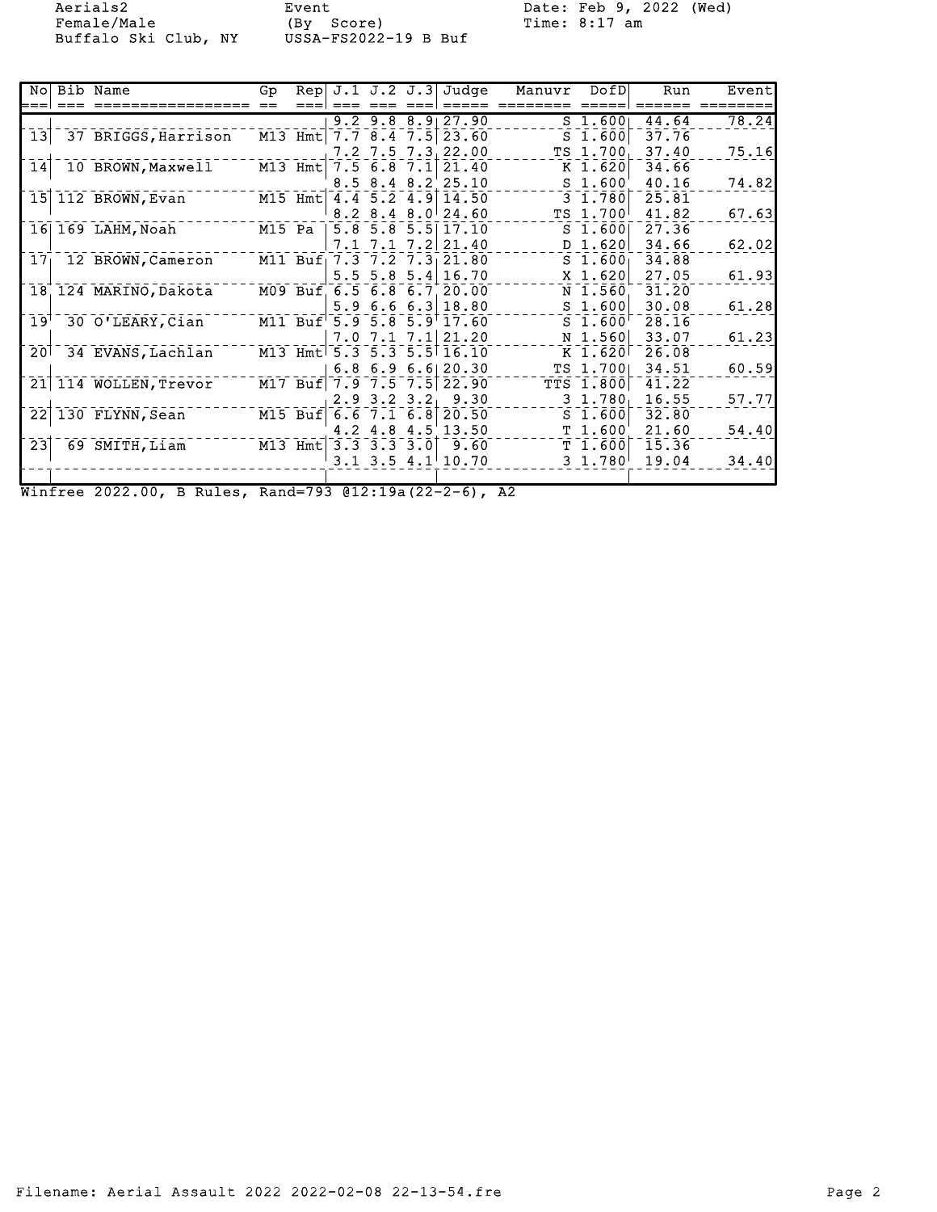Aerials2
Female/Male
Buffalo Ski Club, NY

Event
(By Score)
USSA-FS2022-19 B Buf

Date: Feb 9, 2022 (Wed)
Time: 8:17 am

| No | Bib | Name | Gp | Rep | J.1 | J.2 | J.3 | Judge | Manuvr | DofD | Run | Event |
|---|---|---|---|---|---|---|---|---|---|---|---|---|
| | | | | | 9.2 | 9.8 | 8.9 | 27.90 | S | 1.600 | 44.64 | 78.24 |
| 13 | 37 | BRIGGS,Harrison | M13 | Hmt | 7.7 | 8.4 | 7.5 | 23.60 | S | 1.600 | 37.76 | |
| | | | | | 7.2 | 7.5 | 7.3 | 22.00 | TS | 1.700 | 37.40 | 75.16 |
| 14 | 10 | BROWN,Maxwell | M13 | Hmt | 7.5 | 6.8 | 7.1 | 21.40 | K | 1.620 | 34.66 | |
| | | | | | 8.5 | 8.4 | 8.2 | 25.10 | S | 1.600 | 40.16 | 74.82 |
| 15 | 112 | BROWN,Evan | M15 | Hmt | 4.4 | 5.2 | 4.9 | 14.50 | 3 | 1.780 | 25.81 | |
| | | | | | 8.2 | 8.4 | 8.0 | 24.60 | TS | 1.700 | 41.82 | 67.63 |
| 16 | 169 | LAHM,Noah | M15 | Pa | 5.8 | 5.8 | 5.5 | 17.10 | S | 1.600 | 27.36 | |
| | | | | | 7.1 | 7.1 | 7.2 | 21.40 | D | 1.620 | 34.66 | 62.02 |
| 17 | 12 | BROWN,Cameron | M11 | Buf | 7.3 | 7.2 | 7.3 | 21.80 | S | 1.600 | 34.88 | |
| | | | | | 5.5 | 5.8 | 5.4 | 16.70 | X | 1.620 | 27.05 | 61.93 |
| 18 | 124 | MARINO,Dakota | M09 | Buf | 6.5 | 6.8 | 6.7 | 20.00 | N | 1.560 | 31.20 | |
| | | | | | 5.9 | 6.6 | 6.3 | 18.80 | S | 1.600 | 30.08 | 61.28 |
| 19 | 30 | O'LEARY,Cian | M11 | Buf | 5.9 | 5.8 | 5.9 | 17.60 | S | 1.600 | 28.16 | |
| | | | | | 7.0 | 7.1 | 7.1 | 21.20 | N | 1.560 | 33.07 | 61.23 |
| 20 | 34 | EVANS,Lachlan | M13 | Hmt | 5.3 | 5.3 | 5.5 | 16.10 | K | 1.620 | 26.08 | |
| | | | | | 6.8 | 6.9 | 6.6 | 20.30 | TS | 1.700 | 34.51 | 60.59 |
| 21 | 114 | WOLLEN,Trevor | M17 | Buf | 7.9 | 7.5 | 7.5 | 22.90 | TTS | 1.800 | 41.22 | |
| | | | | | 2.9 | 3.2 | 3.2 | 9.30 | 3 | 1.780 | 16.55 | 57.77 |
| 22 | 130 | FLYNN,Sean | M15 | Buf | 6.6 | 7.1 | 6.8 | 20.50 | S | 1.600 | 32.80 | |
| | | | | | 4.2 | 4.8 | 4.5 | 13.50 | T | 1.600 | 21.60 | 54.40 |
| 23 | 69 | SMITH,Liam | M13 | Hmt | 3.3 | 3.3 | 3.0 | 9.60 | T | 1.600 | 15.36 | |
| | | | | | 3.1 | 3.5 | 4.1 | 10.70 | 3 | 1.780 | 19.04 | 34.40 |

Winfree 2022.00, B Rules, Rand=793 @12:19a(22-2-6), A2

Filename: Aerial Assault 2022 2022-02-08 22-13-54.fre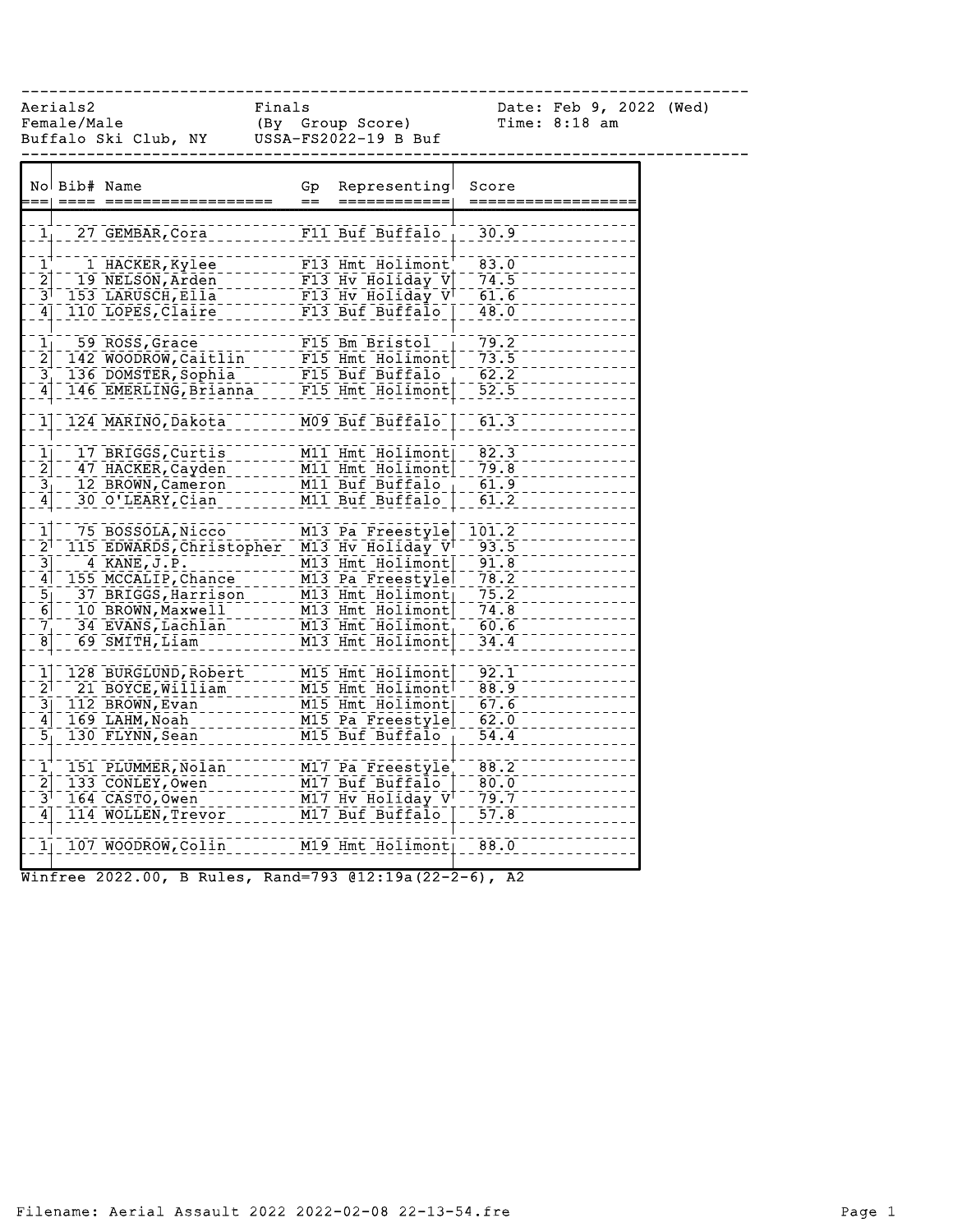Aerials2 Finals Date: Feb 9, 2022 (Wed)
Female/Male (By Group Score) Time: 8:18 am
Buffalo Ski Club, NY USSA-FS2022-19 B Buf

| No | Bib# | Name | Gp | Representing | Score |
|---|---|---|---|---|---|
| 1 | 27 | GEMBAR,Cora | F11 | Buf Buffalo | 30.9 |
| 1 | 1 | HACKER,Kylee | F13 | Hmt Holimont | 83.0 |
| 2 | 19 | NELSON,Arden | F13 | Hv Holiday V | 74.5 |
| 3 | 153 | LARUSCH,Ella | F13 | Hv Holiday V | 61.6 |
| 4 | 110 | LOPES,Claire | F13 | Buf Buffalo | 48.0 |
| 1 | 59 | ROSS,Grace | F15 | Bm Bristol | 79.2 |
| 2 | 142 | WOODROW,Caitlin | F15 | Hmt Holimont | 73.5 |
| 3 | 136 | DOMSTER,Sophia | F15 | Buf Buffalo | 62.2 |
| 4 | 146 | EMERLING,Brianna | F15 | Hmt Holimont | 52.5 |
| 1 | 124 | MARINO,Dakota | M09 | Buf Buffalo | 61.3 |
| 1 | 17 | BRIGGS,Curtis | M11 | Hmt Holimont | 82.3 |
| 2 | 47 | HACKER,Cayden | M11 | Hmt Holimont | 79.8 |
| 3 | 12 | BROWN,Cameron | M11 | Buf Buffalo | 61.9 |
| 4 | 30 | O'LEARY,Cian | M11 | Buf Buffalo | 61.2 |
| 1 | 75 | BOSSOLA,Nicco | M13 | Pa Freestyle | 101.2 |
| 2 | 115 | EDWARDS,Christopher | M13 | Hv Holiday V | 93.5 |
| 3 | 4 | KANE,J.P. | M13 | Hmt Holimont | 91.8 |
| 4 | 155 | MCCALIP,Chance | M13 | Pa Freestyle | 78.2 |
| 5 | 37 | BRIGGS,Harrison | M13 | Hmt Holimont | 75.2 |
| 6 | 10 | BROWN,Maxwell | M13 | Hmt Holimont | 74.8 |
| 7 | 34 | EVANS,Lachlan | M13 | Hmt Holimont | 60.6 |
| 8 | 69 | SMITH,Liam | M13 | Hmt Holimont | 34.4 |
| 1 | 128 | BURGLUND,Robert | M15 | Hmt Holimont | 92.1 |
| 2 | 21 | BOYCE,William | M15 | Hmt Holimont | 88.9 |
| 3 | 112 | BROWN,Evan | M15 | Hmt Holimont | 67.6 |
| 4 | 169 | LAHM,Noah | M15 | Pa Freestyle | 62.0 |
| 5 | 130 | FLYNN,Sean | M15 | Buf Buffalo | 54.4 |
| 1 | 151 | PLUMMER,Nolan | M17 | Pa Freestyle | 88.2 |
| 2 | 133 | CONLEY,Owen | M17 | Buf Buffalo | 80.0 |
| 3 | 164 | CASTO,Owen | M17 | Hv Holiday V | 79.7 |
| 4 | 114 | WOLLEN,Trevor | M17 | Buf Buffalo | 57.8 |
| 1 | 107 | WOODROW,Colin | M19 | Hmt Holimont | 88.0 |

Winfree 2022.00, B Rules, Rand=793 @12:19a(22-2-6), A2

Filename: Aerial Assault 2022 2022-02-08 22-13-54.fre